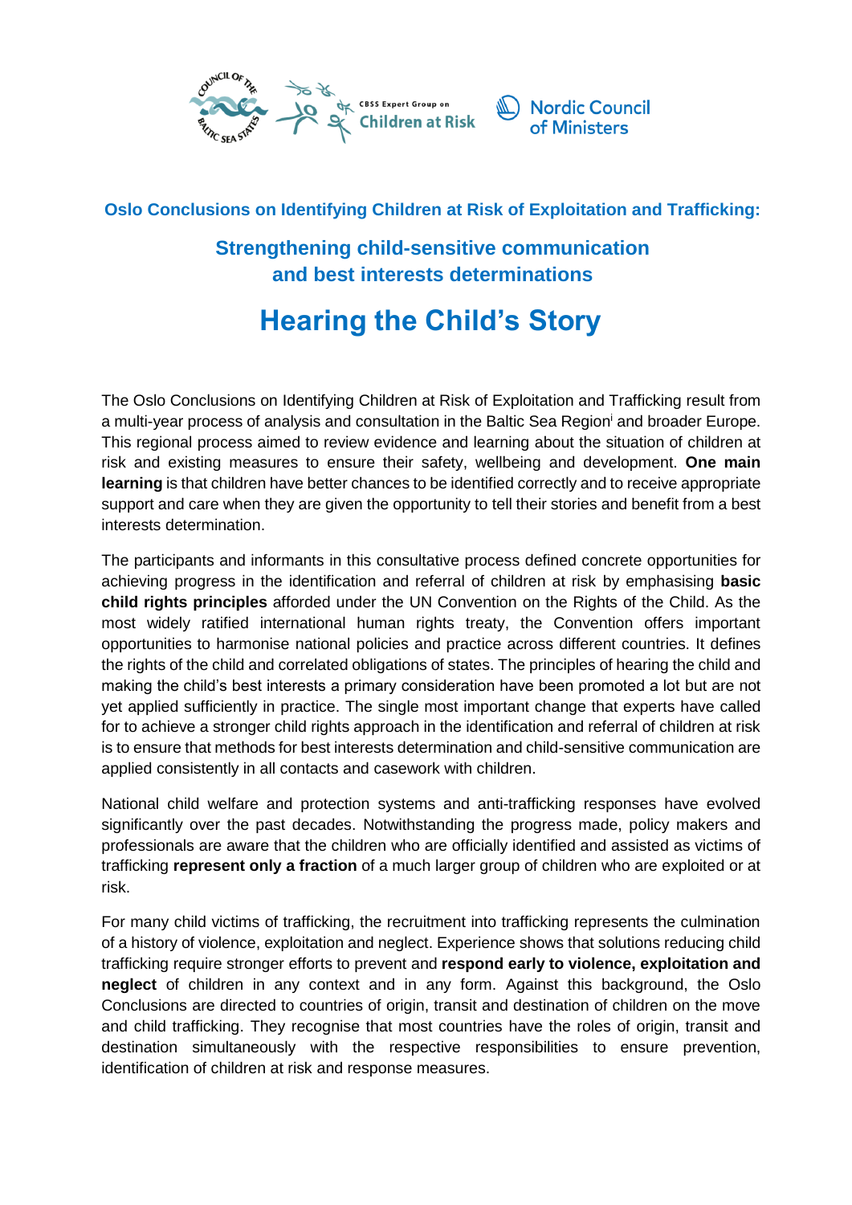**Oslo Conclusions on Identifying Children at Risk of Exploitation and Trafficking:**

## Strengthening child-sensitive communication and best interests determinations

# Hearing the Child's Story

The Oslo Conclusions on Identifying Children at Risk of Exploitation and Trafficking result from a multi-year process of analysis and consultation in the Baltic Sea Region[i] and broader Europe. This regional process aimed to review evidence and learning about the situation of children at risk and existing measures to ensure their safety, wellbeing and development. **One main learning** is that children have better chances to be identified correctly and to receive appropriate support and care when they are given the opportunity to tell their stories and benefit from a best interests determination.

The participants and informants in this consultative process defined concrete opportunities for achieving progress in the identification and referral of children at risk by emphasising **basic child rights principles** afforded under the UN Convention on the Rights of the Child. As the most widely ratified international human rights treaty, the Convention offers important opportunities to harmonise national policies and practice across different countries. It defines the rights of the child and correlated obligations of states. The principles of hearing the child and making the child's best interests a primary consideration have been promoted a lot but are not yet applied sufficiently in practice. The single most important change that experts have called for to achieve a stronger child rights approach in the identification and referral of children at risk is to ensure that methods for best interests determination and child-sensitive communication are applied consistently in all contacts and casework with children.

National child welfare and protection systems and anti-trafficking responses have evolved significantly over the past decades. Notwithstanding the progress made, policy makers and professionals are aware that the children who are officially identified and assisted as victims of trafficking **represent only a fraction** of a much larger group of children who are exploited or at risk.

For many child victims of trafficking, the recruitment into trafficking represents the culmination of a history of violence, exploitation and neglect. Experience shows that solutions reducing child trafficking require stronger efforts to prevent and **respond early to violence, exploitation and neglect** of children in any context and in any form. Against this background, the Oslo Conclusions are directed to countries of origin, transit and destination of children on the move and child trafficking. They recognise that most countries have the roles of origin, transit and destination simultaneously with the respective responsibilities to ensure prevention, identification of children at risk and response measures.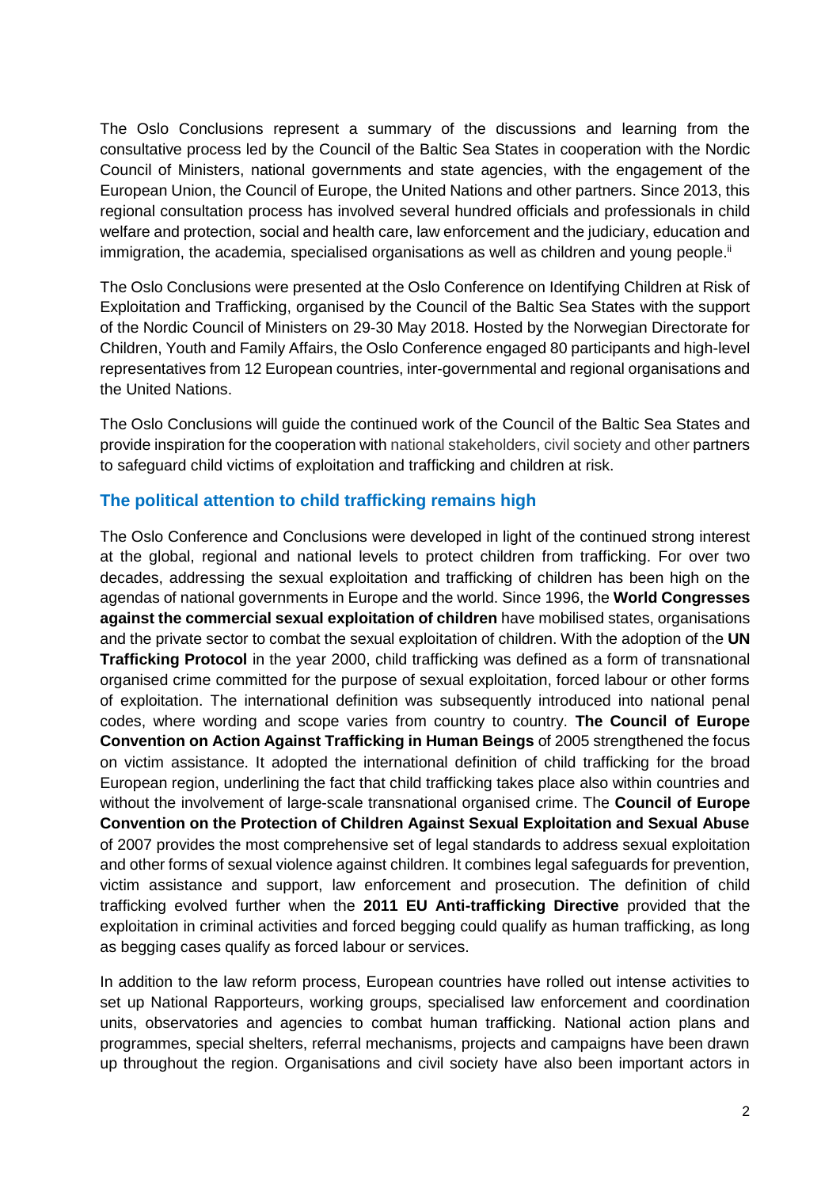The Oslo Conclusions represent a summary of the discussions and learning from the consultative process led by the Council of the Baltic Sea States in cooperation with the Nordic Council of Ministers, national governments and state agencies, with the engagement of the European Union, the Council of Europe, the United Nations and other partners. Since 2013, this regional consultation process has involved several hundred officials and professionals in child welfare and protection, social and health care, law enforcement and the judiciary, education and immigration, the academia, specialised organisations as well as children and young people.[ii]

The Oslo Conclusions were presented at the Oslo Conference on Identifying Children at Risk of Exploitation and Trafficking, organised by the Council of the Baltic Sea States with the support of the Nordic Council of Ministers on 29-30 May 2018. Hosted by the Norwegian Directorate for Children, Youth and Family Affairs, the Oslo Conference engaged 80 participants and high-level representatives from 12 European countries, inter-governmental and regional organisations and the United Nations.

The Oslo Conclusions will guide the continued work of the Council of the Baltic Sea States and provide inspiration for the cooperation with national stakeholders, civil society and other partners to safeguard child victims of exploitation and trafficking and children at risk.

## The political attention to child trafficking remains high

The Oslo Conference and Conclusions were developed in light of the continued strong interest at the global, regional and national levels to protect children from trafficking. For over two decades, addressing the sexual exploitation and trafficking of children has been high on the agendas of national governments in Europe and the world. Since 1996, the **World Congresses against the commercial sexual exploitation of children** have mobilised states, organisations and the private sector to combat the sexual exploitation of children. With the adoption of the **UN Trafficking Protocol** in the year 2000, child trafficking was defined as a form of transnational organised crime committed for the purpose of sexual exploitation, forced labour or other forms of exploitation. The international definition was subsequently introduced into national penal codes, where wording and scope varies from country to country. **The Council of Europe Convention on Action Against Trafficking in Human Beings** of 2005 strengthened the focus on victim assistance. It adopted the international definition of child trafficking for the broad European region, underlining the fact that child trafficking takes place also within countries and without the involvement of large-scale transnational organised crime. The **Council of Europe Convention on the Protection of Children Against Sexual Exploitation and Sexual Abuse** of 2007 provides the most comprehensive set of legal standards to address sexual exploitation and other forms of sexual violence against children. It combines legal safeguards for prevention, victim assistance and support, law enforcement and prosecution. The definition of child trafficking evolved further when the **2011 EU Anti-trafficking Directive** provided that the exploitation in criminal activities and forced begging could qualify as human trafficking, as long as begging cases qualify as forced labour or services.

In addition to the law reform process, European countries have rolled out intense activities to set up National Rapporteurs, working groups, specialised law enforcement and coordination units, observatories and agencies to combat human trafficking. National action plans and programmes, special shelters, referral mechanisms, projects and campaigns have been drawn up throughout the region. Organisations and civil society have also been important actors in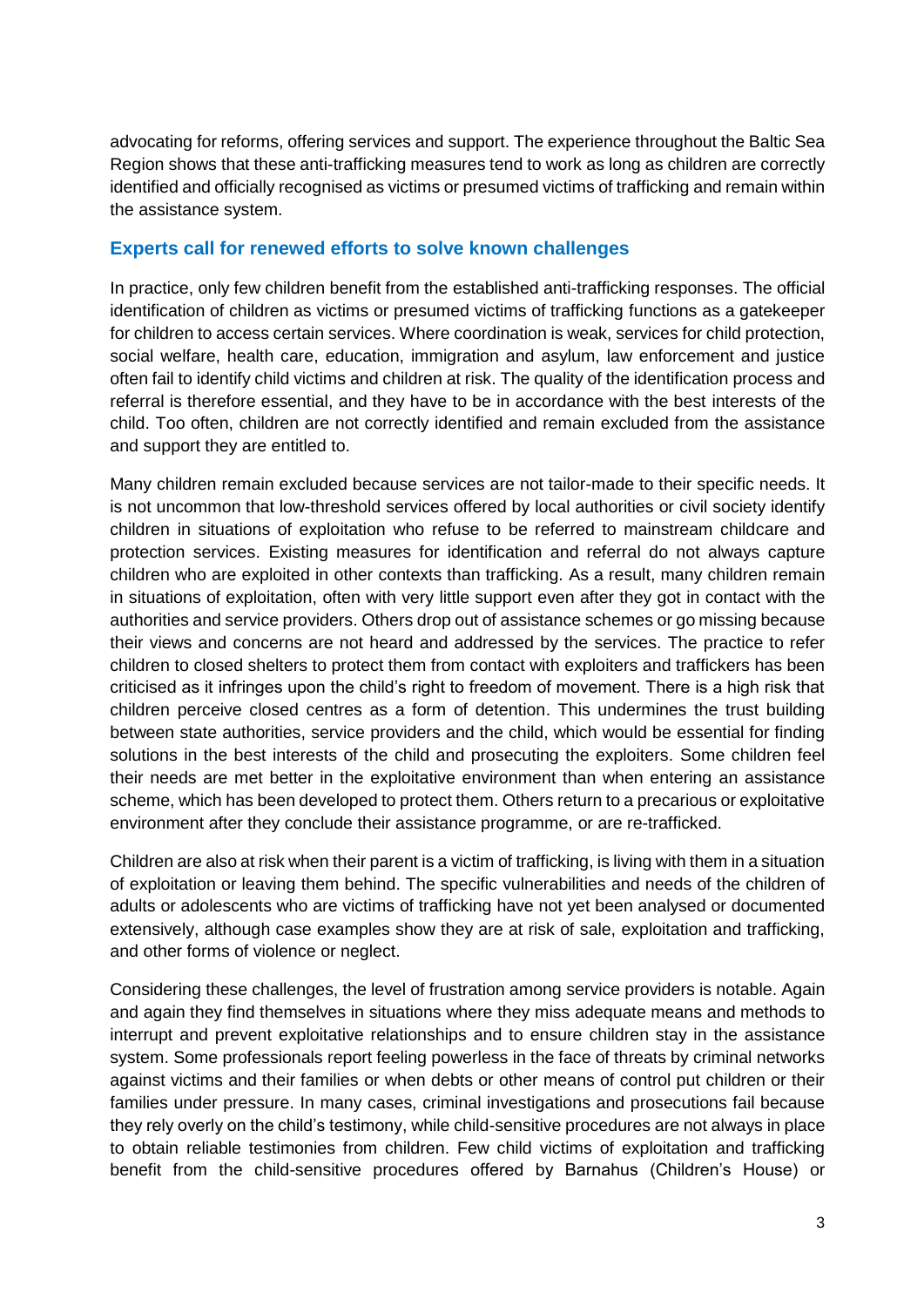advocating for reforms, offering services and support. The experience throughout the Baltic Sea Region shows that these anti-trafficking measures tend to work as long as children are correctly identified and officially recognised as victims or presumed victims of trafficking and remain within the assistance system.

## Experts call for renewed efforts to solve known challenges

In practice, only few children benefit from the established anti-trafficking responses. The official identification of children as victims or presumed victims of trafficking functions as a gatekeeper for children to access certain services. Where coordination is weak, services for child protection, social welfare, health care, education, immigration and asylum, law enforcement and justice often fail to identify child victims and children at risk. The quality of the identification process and referral is therefore essential, and they have to be in accordance with the best interests of the child. Too often, children are not correctly identified and remain excluded from the assistance and support they are entitled to.

Many children remain excluded because services are not tailor-made to their specific needs. It is not uncommon that low-threshold services offered by local authorities or civil society identify children in situations of exploitation who refuse to be referred to mainstream childcare and protection services. Existing measures for identification and referral do not always capture children who are exploited in other contexts than trafficking. As a result, many children remain in situations of exploitation, often with very little support even after they got in contact with the authorities and service providers. Others drop out of assistance schemes or go missing because their views and concerns are not heard and addressed by the services. The practice to refer children to closed shelters to protect them from contact with exploiters and traffickers has been criticised as it infringes upon the child's right to freedom of movement. There is a high risk that children perceive closed centres as a form of detention. This undermines the trust building between state authorities, service providers and the child, which would be essential for finding solutions in the best interests of the child and prosecuting the exploiters. Some children feel their needs are met better in the exploitative environment than when entering an assistance scheme, which has been developed to protect them. Others return to a precarious or exploitative environment after they conclude their assistance programme, or are re-trafficked.

Children are also at risk when their parent is a victim of trafficking, is living with them in a situation of exploitation or leaving them behind. The specific vulnerabilities and needs of the children of adults or adolescents who are victims of trafficking have not yet been analysed or documented extensively, although case examples show they are at risk of sale, exploitation and trafficking, and other forms of violence or neglect.

Considering these challenges, the level of frustration among service providers is notable. Again and again they find themselves in situations where they miss adequate means and methods to interrupt and prevent exploitative relationships and to ensure children stay in the assistance system. Some professionals report feeling powerless in the face of threats by criminal networks against victims and their families or when debts or other means of control put children or their families under pressure. In many cases, criminal investigations and prosecutions fail because they rely overly on the child's testimony, while child-sensitive procedures are not always in place to obtain reliable testimonies from children. Few child victims of exploitation and trafficking benefit from the child-sensitive procedures offered by Barnahus (Children's House) or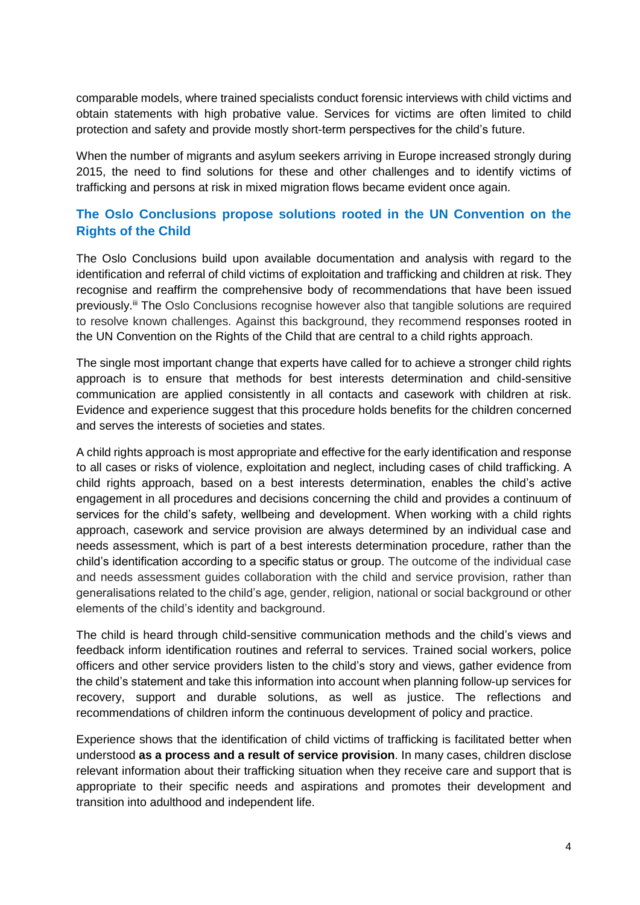comparable models, where trained specialists conduct forensic interviews with child victims and obtain statements with high probative value. Services for victims are often limited to child protection and safety and provide mostly short-term perspectives for the child's future.

When the number of migrants and asylum seekers arriving in Europe increased strongly during 2015, the need to find solutions for these and other challenges and to identify victims of trafficking and persons at risk in mixed migration flows became evident once again.

## The Oslo Conclusions propose solutions rooted in the UN Convention on the Rights of the Child

The Oslo Conclusions build upon available documentation and analysis with regard to the identification and referral of child victims of exploitation and trafficking and children at risk. They recognise and reaffirm the comprehensive body of recommendations that have been issued previously.[iii] The Oslo Conclusions recognise however also that tangible solutions are required to resolve known challenges. Against this background, they recommend responses rooted in the UN Convention on the Rights of the Child that are central to a child rights approach.

The single most important change that experts have called for to achieve a stronger child rights approach is to ensure that methods for best interests determination and child-sensitive communication are applied consistently in all contacts and casework with children at risk. Evidence and experience suggest that this procedure holds benefits for the children concerned and serves the interests of societies and states.

A child rights approach is most appropriate and effective for the early identification and response to all cases or risks of violence, exploitation and neglect, including cases of child trafficking. A child rights approach, based on a best interests determination, enables the child's active engagement in all procedures and decisions concerning the child and provides a continuum of services for the child's safety, wellbeing and development. When working with a child rights approach, casework and service provision are always determined by an individual case and needs assessment, which is part of a best interests determination procedure, rather than the child's identification according to a specific status or group. The outcome of the individual case and needs assessment guides collaboration with the child and service provision, rather than generalisations related to the child's age, gender, religion, national or social background or other elements of the child's identity and background.

The child is heard through child-sensitive communication methods and the child's views and feedback inform identification routines and referral to services. Trained social workers, police officers and other service providers listen to the child's story and views, gather evidence from the child's statement and take this information into account when planning follow-up services for recovery, support and durable solutions, as well as justice. The reflections and recommendations of children inform the continuous development of policy and practice.

Experience shows that the identification of child victims of trafficking is facilitated better when understood **as a process and a result of service provision**. In many cases, children disclose relevant information about their trafficking situation when they receive care and support that is appropriate to their specific needs and aspirations and promotes their development and transition into adulthood and independent life.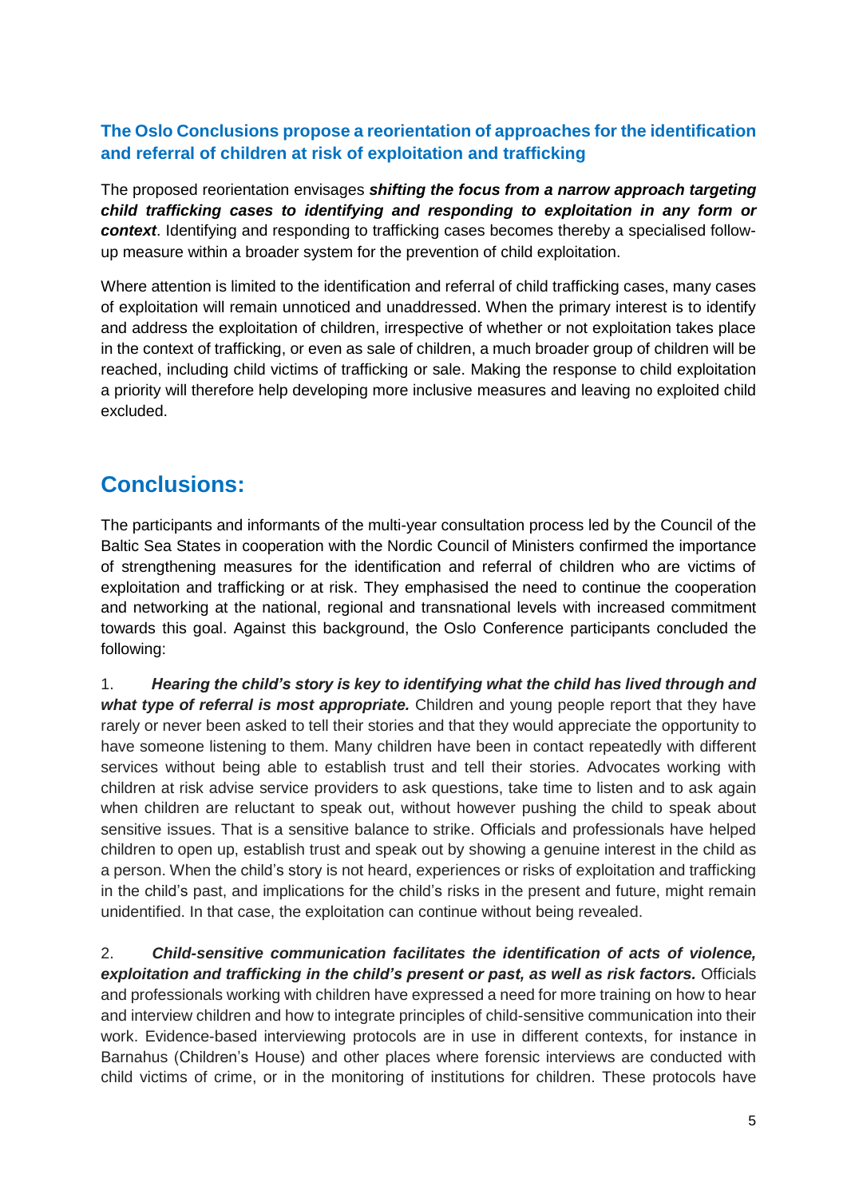### The Oslo Conclusions propose a reorientation of approaches for the identification and referral of children at risk of exploitation and trafficking

The proposed reorientation envisages ***shifting the focus from a narrow approach targeting child trafficking cases to identifying and responding to exploitation in any form or context***. Identifying and responding to trafficking cases becomes thereby a specialised follow-up measure within a broader system for the prevention of child exploitation.

Where attention is limited to the identification and referral of child trafficking cases, many cases of exploitation will remain unnoticed and unaddressed. When the primary interest is to identify and address the exploitation of children, irrespective of whether or not exploitation takes place in the context of trafficking, or even as sale of children, a much broader group of children will be reached, including child victims of trafficking or sale. Making the response to child exploitation a priority will therefore help developing more inclusive measures and leaving no exploited child excluded.

## Conclusions:

The participants and informants of the multi-year consultation process led by the Council of the Baltic Sea States in cooperation with the Nordic Council of Ministers confirmed the importance of strengthening measures for the identification and referral of children who are victims of exploitation and trafficking or at risk. They emphasised the need to continue the cooperation and networking at the national, regional and transnational levels with increased commitment towards this goal. Against this background, the Oslo Conference participants concluded the following:

1. ***Hearing the child's story is key to identifying what the child has lived through and what type of referral is most appropriate.*** Children and young people report that they have rarely or never been asked to tell their stories and that they would appreciate the opportunity to have someone listening to them. Many children have been in contact repeatedly with different services without being able to establish trust and tell their stories. Advocates working with children at risk advise service providers to ask questions, take time to listen and to ask again when children are reluctant to speak out, without however pushing the child to speak about sensitive issues. That is a sensitive balance to strike. Officials and professionals have helped children to open up, establish trust and speak out by showing a genuine interest in the child as a person. When the child's story is not heard, experiences or risks of exploitation and trafficking in the child's past, and implications for the child's risks in the present and future, might remain unidentified. In that case, the exploitation can continue without being revealed.

2. ***Child-sensitive communication facilitates the identification of acts of violence, exploitation and trafficking in the child's present or past, as well as risk factors.*** Officials and professionals working with children have expressed a need for more training on how to hear and interview children and how to integrate principles of child-sensitive communication into their work. Evidence-based interviewing protocols are in use in different contexts, for instance in Barnahus (Children's House) and other places where forensic interviews are conducted with child victims of crime, or in the monitoring of institutions for children. These protocols have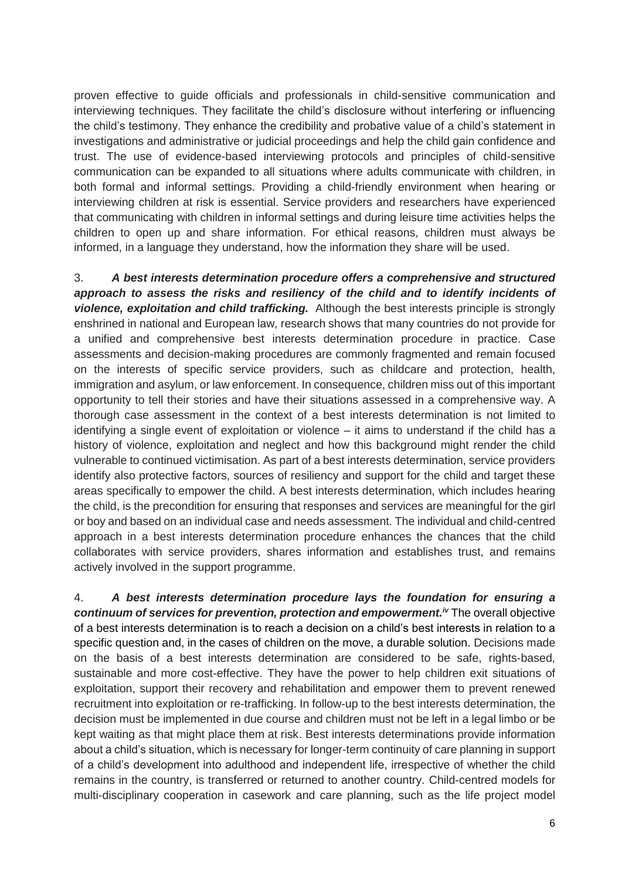proven effective to guide officials and professionals in child-sensitive communication and interviewing techniques. They facilitate the child's disclosure without interfering or influencing the child's testimony. They enhance the credibility and probative value of a child's statement in investigations and administrative or judicial proceedings and help the child gain confidence and trust. The use of evidence-based interviewing protocols and principles of child-sensitive communication can be expanded to all situations where adults communicate with children, in both formal and informal settings. Providing a child-friendly environment when hearing or interviewing children at risk is essential. Service providers and researchers have experienced that communicating with children in informal settings and during leisure time activities helps the children to open up and share information. For ethical reasons, children must always be informed, in a language they understand, how the information they share will be used.

3. ***A best interests determination procedure offers a comprehensive and structured approach to assess the risks and resiliency of the child and to identify incidents of violence, exploitation and child trafficking.*** Although the best interests principle is strongly enshrined in national and European law, research shows that many countries do not provide for a unified and comprehensive best interests determination procedure in practice. Case assessments and decision-making procedures are commonly fragmented and remain focused on the interests of specific service providers, such as childcare and protection, health, immigration and asylum, or law enforcement. In consequence, children miss out of this important opportunity to tell their stories and have their situations assessed in a comprehensive way. A thorough case assessment in the context of a best interests determination is not limited to identifying a single event of exploitation or violence – it aims to understand if the child has a history of violence, exploitation and neglect and how this background might render the child vulnerable to continued victimisation. As part of a best interests determination, service providers identify also protective factors, sources of resiliency and support for the child and target these areas specifically to empower the child. A best interests determination, which includes hearing the child, is the precondition for ensuring that responses and services are meaningful for the girl or boy and based on an individual case and needs assessment. The individual and child-centred approach in a best interests determination procedure enhances the chances that the child collaborates with service providers, shares information and establishes trust, and remains actively involved in the support programme.

4. ***A best interests determination procedure lays the foundation for ensuring a continuum of services for prevention, protection and empowerment.***[iv] The overall objective of a best interests determination is to reach a decision on a child's best interests in relation to a specific question and, in the cases of children on the move, a durable solution. Decisions made on the basis of a best interests determination are considered to be safe, rights-based, sustainable and more cost-effective. They have the power to help children exit situations of exploitation, support their recovery and rehabilitation and empower them to prevent renewed recruitment into exploitation or re-trafficking. In follow-up to the best interests determination, the decision must be implemented in due course and children must not be left in a legal limbo or be kept waiting as that might place them at risk. Best interests determinations provide information about a child's situation, which is necessary for longer-term continuity of care planning in support of a child's development into adulthood and independent life, irrespective of whether the child remains in the country, is transferred or returned to another country. Child-centred models for multi-disciplinary cooperation in casework and care planning, such as the life project model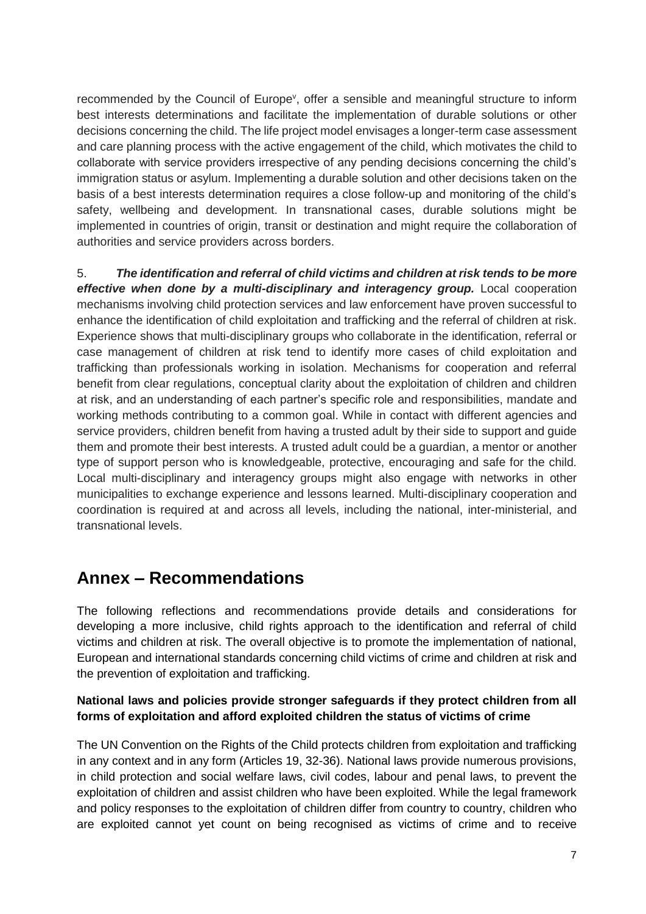recommended by the Council of Europe[v], offer a sensible and meaningful structure to inform best interests determinations and facilitate the implementation of durable solutions or other decisions concerning the child. The life project model envisages a longer-term case assessment and care planning process with the active engagement of the child, which motivates the child to collaborate with service providers irrespective of any pending decisions concerning the child's immigration status or asylum. Implementing a durable solution and other decisions taken on the basis of a best interests determination requires a close follow-up and monitoring of the child's safety, wellbeing and development. In transnational cases, durable solutions might be implemented in countries of origin, transit or destination and might require the collaboration of authorities and service providers across borders.

5. ***The identification and referral of child victims and children at risk tends to be more effective when done by a multi-disciplinary and interagency group.*** Local cooperation mechanisms involving child protection services and law enforcement have proven successful to enhance the identification of child exploitation and trafficking and the referral of children at risk. Experience shows that multi-disciplinary groups who collaborate in the identification, referral or case management of children at risk tend to identify more cases of child exploitation and trafficking than professionals working in isolation. Mechanisms for cooperation and referral benefit from clear regulations, conceptual clarity about the exploitation of children and children at risk, and an understanding of each partner's specific role and responsibilities, mandate and working methods contributing to a common goal. While in contact with different agencies and service providers, children benefit from having a trusted adult by their side to support and guide them and promote their best interests. A trusted adult could be a guardian, a mentor or another type of support person who is knowledgeable, protective, encouraging and safe for the child. Local multi-disciplinary and interagency groups might also engage with networks in other municipalities to exchange experience and lessons learned. Multi-disciplinary cooperation and coordination is required at and across all levels, including the national, inter-ministerial, and transnational levels.

# Annex – Recommendations

The following reflections and recommendations provide details and considerations for developing a more inclusive, child rights approach to the identification and referral of child victims and children at risk. The overall objective is to promote the implementation of national, European and international standards concerning child victims of crime and children at risk and the prevention of exploitation and trafficking.

**National laws and policies provide stronger safeguards if they protect children from all forms of exploitation and afford exploited children the status of victims of crime**

The UN Convention on the Rights of the Child protects children from exploitation and trafficking in any context and in any form (Articles 19, 32-36). National laws provide numerous provisions, in child protection and social welfare laws, civil codes, labour and penal laws, to prevent the exploitation of children and assist children who have been exploited. While the legal framework and policy responses to the exploitation of children differ from country to country, children who are exploited cannot yet count on being recognised as victims of crime and to receive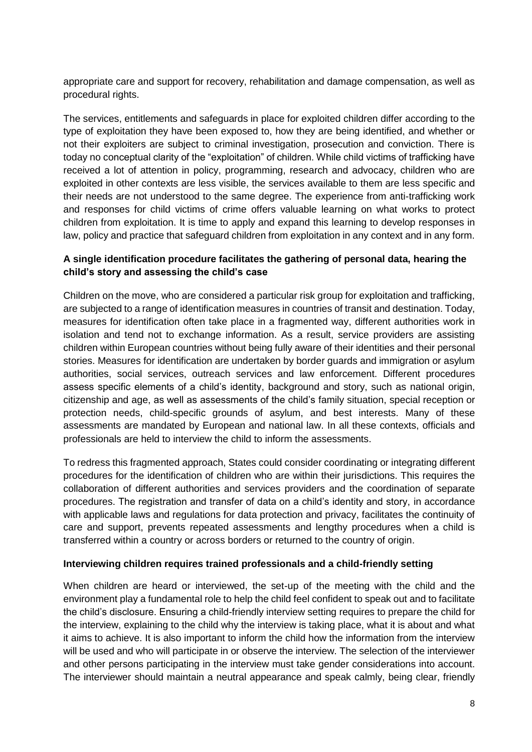appropriate care and support for recovery, rehabilitation and damage compensation, as well as procedural rights.

The services, entitlements and safeguards in place for exploited children differ according to the type of exploitation they have been exposed to, how they are being identified, and whether or not their exploiters are subject to criminal investigation, prosecution and conviction. There is today no conceptual clarity of the "exploitation" of children. While child victims of trafficking have received a lot of attention in policy, programming, research and advocacy, children who are exploited in other contexts are less visible, the services available to them are less specific and their needs are not understood to the same degree. The experience from anti-trafficking work and responses for child victims of crime offers valuable learning on what works to protect children from exploitation. It is time to apply and expand this learning to develop responses in law, policy and practice that safeguard children from exploitation in any context and in any form.

**A single identification procedure facilitates the gathering of personal data, hearing the child's story and assessing the child's case**

Children on the move, who are considered a particular risk group for exploitation and trafficking, are subjected to a range of identification measures in countries of transit and destination. Today, measures for identification often take place in a fragmented way, different authorities work in isolation and tend not to exchange information. As a result, service providers are assisting children within European countries without being fully aware of their identities and their personal stories. Measures for identification are undertaken by border guards and immigration or asylum authorities, social services, outreach services and law enforcement. Different procedures assess specific elements of a child's identity, background and story, such as national origin, citizenship and age, as well as assessments of the child's family situation, special reception or protection needs, child-specific grounds of asylum, and best interests. Many of these assessments are mandated by European and national law. In all these contexts, officials and professionals are held to interview the child to inform the assessments.

To redress this fragmented approach, States could consider coordinating or integrating different procedures for the identification of children who are within their jurisdictions. This requires the collaboration of different authorities and services providers and the coordination of separate procedures. The registration and transfer of data on a child's identity and story, in accordance with applicable laws and regulations for data protection and privacy, facilitates the continuity of care and support, prevents repeated assessments and lengthy procedures when a child is transferred within a country or across borders or returned to the country of origin.

**Interviewing children requires trained professionals and a child-friendly setting**

When children are heard or interviewed, the set-up of the meeting with the child and the environment play a fundamental role to help the child feel confident to speak out and to facilitate the child's disclosure. Ensuring a child-friendly interview setting requires to prepare the child for the interview, explaining to the child why the interview is taking place, what it is about and what it aims to achieve. It is also important to inform the child how the information from the interview will be used and who will participate in or observe the interview. The selection of the interviewer and other persons participating in the interview must take gender considerations into account. The interviewer should maintain a neutral appearance and speak calmly, being clear, friendly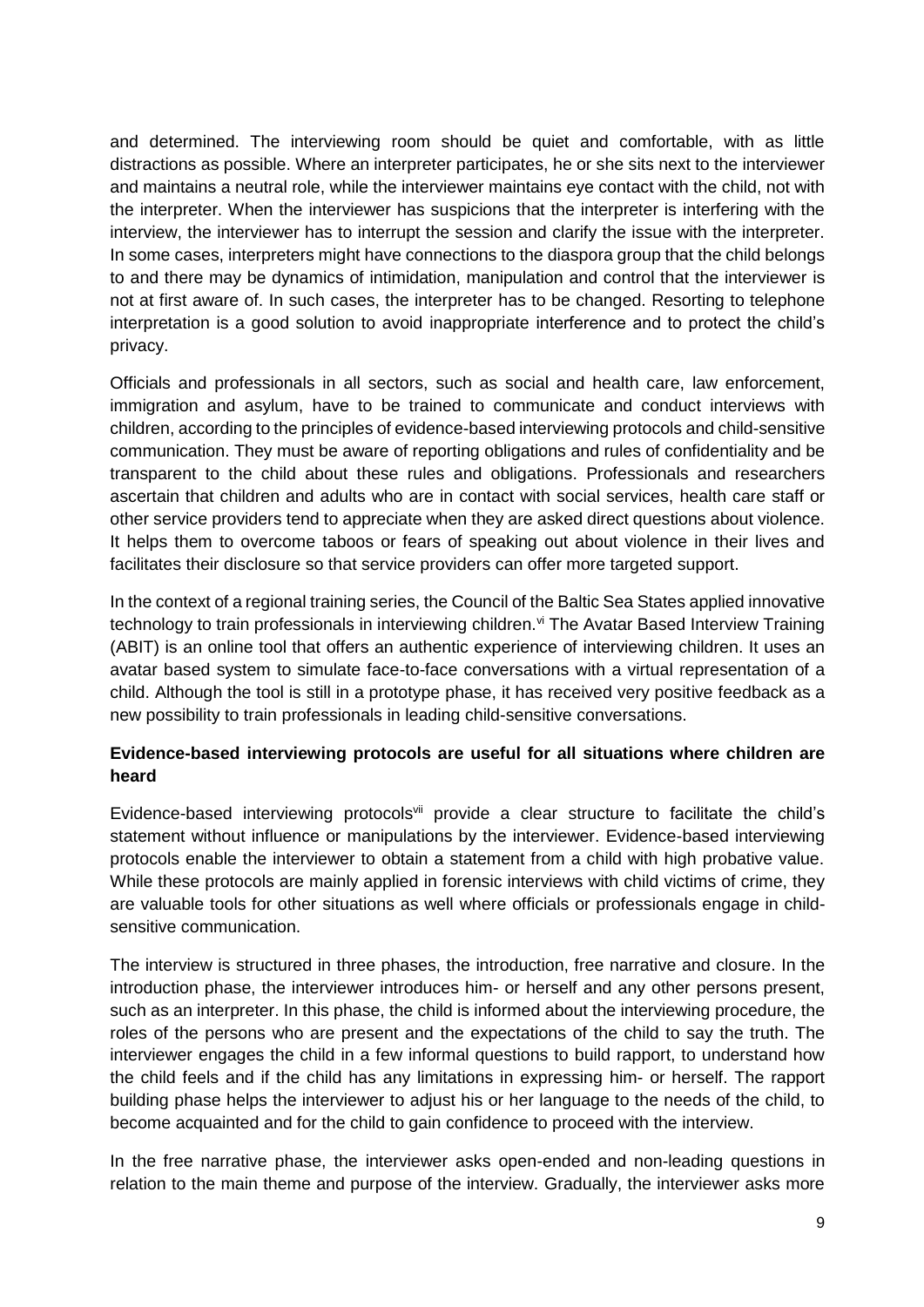and determined. The interviewing room should be quiet and comfortable, with as little distractions as possible. Where an interpreter participates, he or she sits next to the interviewer and maintains a neutral role, while the interviewer maintains eye contact with the child, not with the interpreter. When the interviewer has suspicions that the interpreter is interfering with the interview, the interviewer has to interrupt the session and clarify the issue with the interpreter. In some cases, interpreters might have connections to the diaspora group that the child belongs to and there may be dynamics of intimidation, manipulation and control that the interviewer is not at first aware of. In such cases, the interpreter has to be changed. Resorting to telephone interpretation is a good solution to avoid inappropriate interference and to protect the child's privacy.

Officials and professionals in all sectors, such as social and health care, law enforcement, immigration and asylum, have to be trained to communicate and conduct interviews with children, according to the principles of evidence-based interviewing protocols and child-sensitive communication. They must be aware of reporting obligations and rules of confidentiality and be transparent to the child about these rules and obligations. Professionals and researchers ascertain that children and adults who are in contact with social services, health care staff or other service providers tend to appreciate when they are asked direct questions about violence. It helps them to overcome taboos or fears of speaking out about violence in their lives and facilitates their disclosure so that service providers can offer more targeted support.

In the context of a regional training series, the Council of the Baltic Sea States applied innovative technology to train professionals in interviewing children.[vi] The Avatar Based Interview Training (ABIT) is an online tool that offers an authentic experience of interviewing children. It uses an avatar based system to simulate face-to-face conversations with a virtual representation of a child. Although the tool is still in a prototype phase, it has received very positive feedback as a new possibility to train professionals in leading child-sensitive conversations.

**Evidence-based interviewing protocols are useful for all situations where children are heard**

Evidence-based interviewing protocols[vii] provide a clear structure to facilitate the child's statement without influence or manipulations by the interviewer. Evidence-based interviewing protocols enable the interviewer to obtain a statement from a child with high probative value. While these protocols are mainly applied in forensic interviews with child victims of crime, they are valuable tools for other situations as well where officials or professionals engage in child-sensitive communication.

The interview is structured in three phases, the introduction, free narrative and closure. In the introduction phase, the interviewer introduces him- or herself and any other persons present, such as an interpreter. In this phase, the child is informed about the interviewing procedure, the roles of the persons who are present and the expectations of the child to say the truth. The interviewer engages the child in a few informal questions to build rapport, to understand how the child feels and if the child has any limitations in expressing him- or herself. The rapport building phase helps the interviewer to adjust his or her language to the needs of the child, to become acquainted and for the child to gain confidence to proceed with the interview.

In the free narrative phase, the interviewer asks open-ended and non-leading questions in relation to the main theme and purpose of the interview. Gradually, the interviewer asks more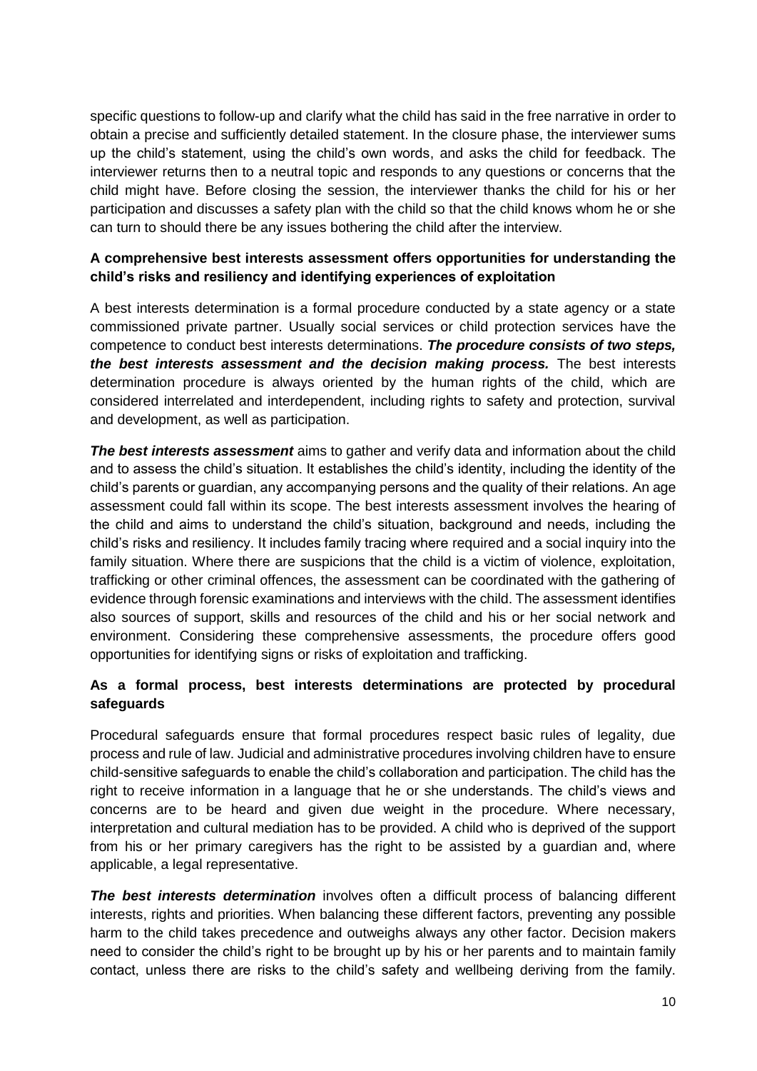specific questions to follow-up and clarify what the child has said in the free narrative in order to obtain a precise and sufficiently detailed statement. In the closure phase, the interviewer sums up the child's statement, using the child's own words, and asks the child for feedback. The interviewer returns then to a neutral topic and responds to any questions or concerns that the child might have. Before closing the session, the interviewer thanks the child for his or her participation and discusses a safety plan with the child so that the child knows whom he or she can turn to should there be any issues bothering the child after the interview.

**A comprehensive best interests assessment offers opportunities for understanding the child's risks and resiliency and identifying experiences of exploitation**

A best interests determination is a formal procedure conducted by a state agency or a state commissioned private partner. Usually social services or child protection services have the competence to conduct best interests determinations. ***The procedure consists of two steps, the best interests assessment and the decision making process.*** The best interests determination procedure is always oriented by the human rights of the child, which are considered interrelated and interdependent, including rights to safety and protection, survival and development, as well as participation.

***The best interests assessment*** aims to gather and verify data and information about the child and to assess the child's situation. It establishes the child's identity, including the identity of the child's parents or guardian, any accompanying persons and the quality of their relations. An age assessment could fall within its scope. The best interests assessment involves the hearing of the child and aims to understand the child's situation, background and needs, including the child's risks and resiliency. It includes family tracing where required and a social inquiry into the family situation. Where there are suspicions that the child is a victim of violence, exploitation, trafficking or other criminal offences, the assessment can be coordinated with the gathering of evidence through forensic examinations and interviews with the child. The assessment identifies also sources of support, skills and resources of the child and his or her social network and environment. Considering these comprehensive assessments, the procedure offers good opportunities for identifying signs or risks of exploitation and trafficking.

**As a formal process, best interests determinations are protected by procedural safeguards**

Procedural safeguards ensure that formal procedures respect basic rules of legality, due process and rule of law. Judicial and administrative procedures involving children have to ensure child-sensitive safeguards to enable the child's collaboration and participation. The child has the right to receive information in a language that he or she understands. The child's views and concerns are to be heard and given due weight in the procedure. Where necessary, interpretation and cultural mediation has to be provided. A child who is deprived of the support from his or her primary caregivers has the right to be assisted by a guardian and, where applicable, a legal representative.

***The best interests determination*** involves often a difficult process of balancing different interests, rights and priorities. When balancing these different factors, preventing any possible harm to the child takes precedence and outweighs always any other factor. Decision makers need to consider the child's right to be brought up by his or her parents and to maintain family contact, unless there are risks to the child's safety and wellbeing deriving from the family.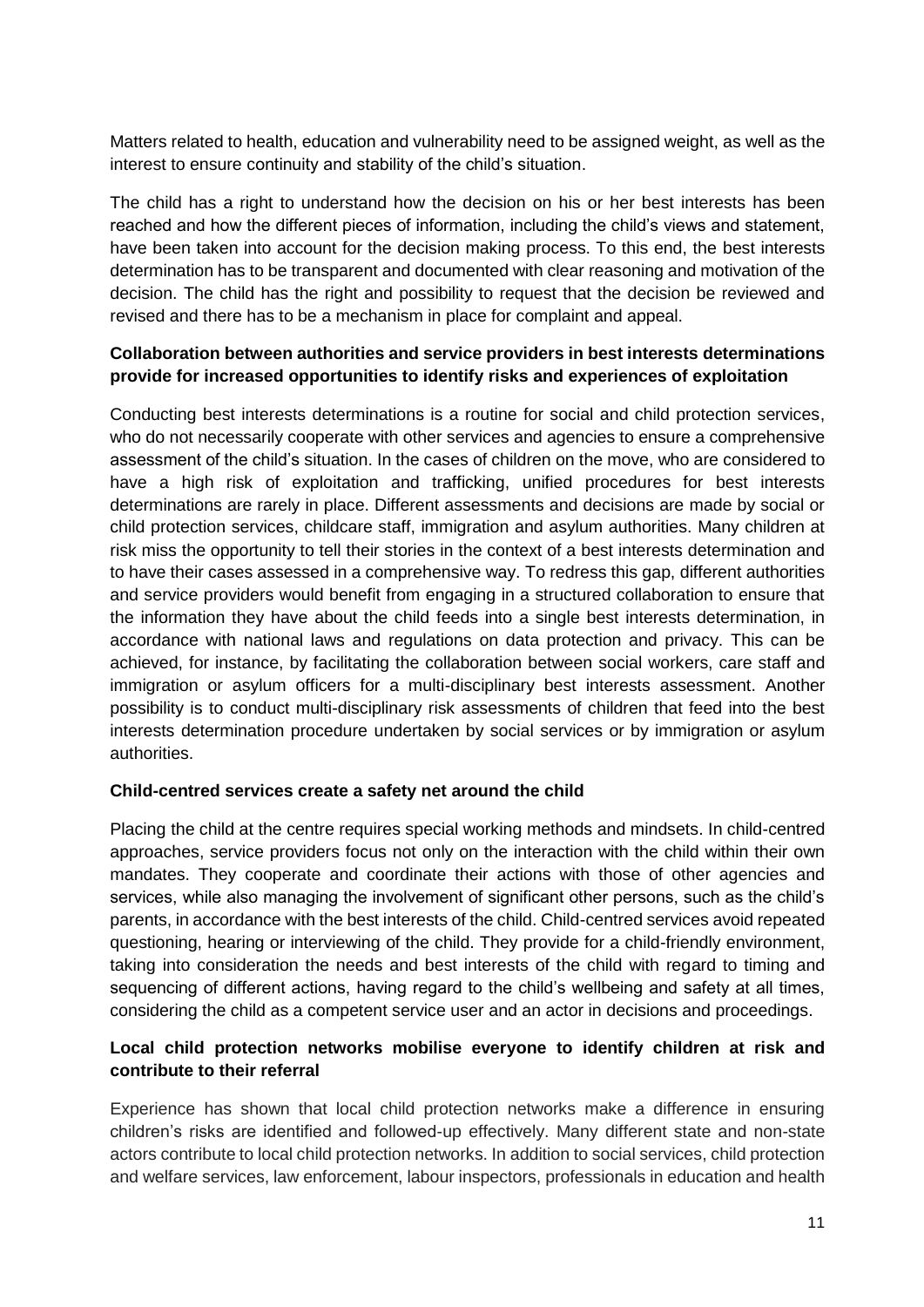Matters related to health, education and vulnerability need to be assigned weight, as well as the interest to ensure continuity and stability of the child's situation.

The child has a right to understand how the decision on his or her best interests has been reached and how the different pieces of information, including the child's views and statement, have been taken into account for the decision making process. To this end, the best interests determination has to be transparent and documented with clear reasoning and motivation of the decision. The child has the right and possibility to request that the decision be reviewed and revised and there has to be a mechanism in place for complaint and appeal.

**Collaboration between authorities and service providers in best interests determinations provide for increased opportunities to identify risks and experiences of exploitation**

Conducting best interests determinations is a routine for social and child protection services, who do not necessarily cooperate with other services and agencies to ensure a comprehensive assessment of the child's situation. In the cases of children on the move, who are considered to have a high risk of exploitation and trafficking, unified procedures for best interests determinations are rarely in place. Different assessments and decisions are made by social or child protection services, childcare staff, immigration and asylum authorities. Many children at risk miss the opportunity to tell their stories in the context of a best interests determination and to have their cases assessed in a comprehensive way. To redress this gap, different authorities and service providers would benefit from engaging in a structured collaboration to ensure that the information they have about the child feeds into a single best interests determination, in accordance with national laws and regulations on data protection and privacy. This can be achieved, for instance, by facilitating the collaboration between social workers, care staff and immigration or asylum officers for a multi-disciplinary best interests assessment. Another possibility is to conduct multi-disciplinary risk assessments of children that feed into the best interests determination procedure undertaken by social services or by immigration or asylum authorities.

**Child-centred services create a safety net around the child**

Placing the child at the centre requires special working methods and mindsets. In child-centred approaches, service providers focus not only on the interaction with the child within their own mandates. They cooperate and coordinate their actions with those of other agencies and services, while also managing the involvement of significant other persons, such as the child's parents, in accordance with the best interests of the child. Child-centred services avoid repeated questioning, hearing or interviewing of the child. They provide for a child-friendly environment, taking into consideration the needs and best interests of the child with regard to timing and sequencing of different actions, having regard to the child's wellbeing and safety at all times, considering the child as a competent service user and an actor in decisions and proceedings.

**Local child protection networks mobilise everyone to identify children at risk and contribute to their referral**

Experience has shown that local child protection networks make a difference in ensuring children's risks are identified and followed-up effectively. Many different state and non-state actors contribute to local child protection networks. In addition to social services, child protection and welfare services, law enforcement, labour inspectors, professionals in education and health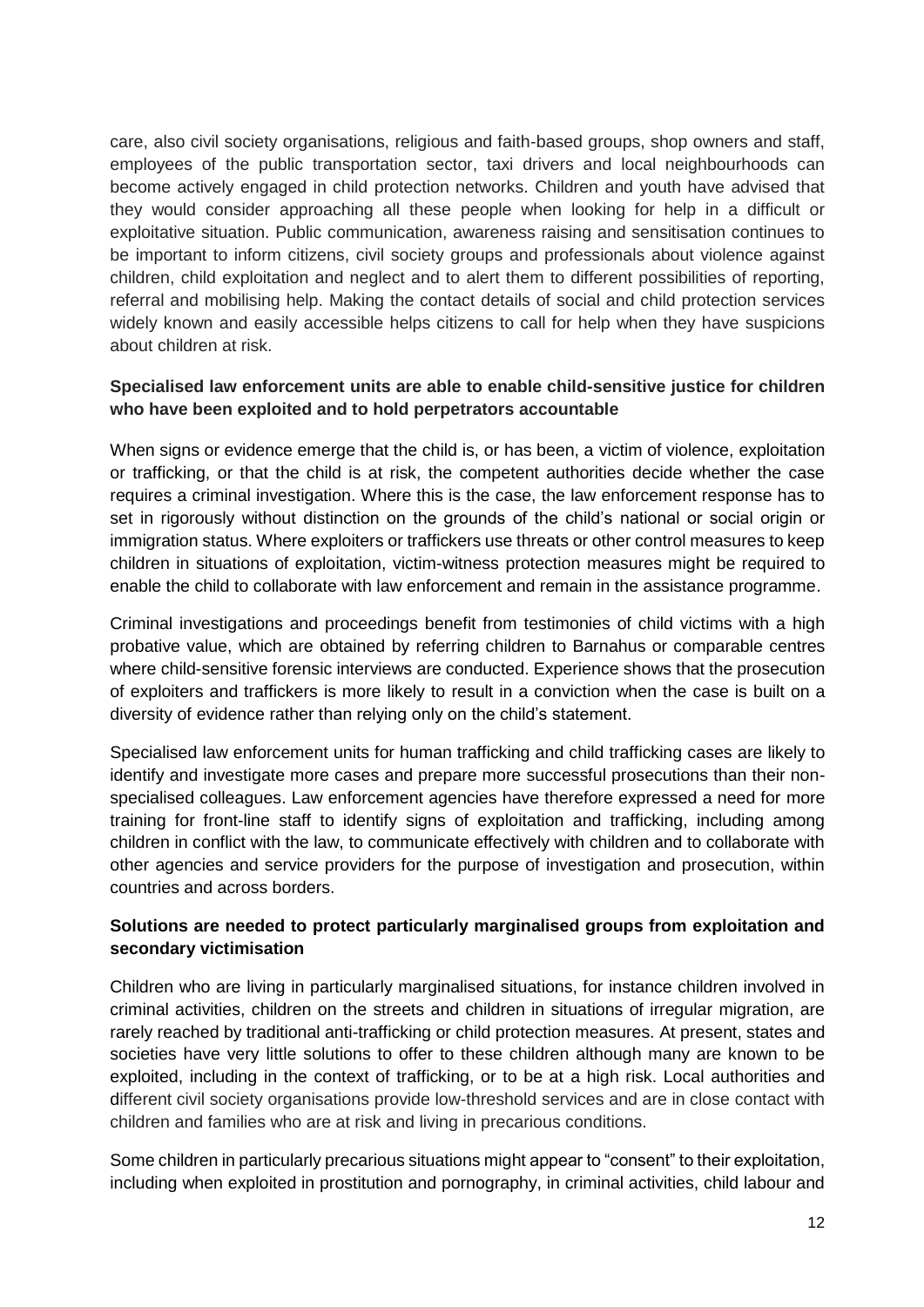care, also civil society organisations, religious and faith-based groups, shop owners and staff, employees of the public transportation sector, taxi drivers and local neighbourhoods can become actively engaged in child protection networks. Children and youth have advised that they would consider approaching all these people when looking for help in a difficult or exploitative situation. Public communication, awareness raising and sensitisation continues to be important to inform citizens, civil society groups and professionals about violence against children, child exploitation and neglect and to alert them to different possibilities of reporting, referral and mobilising help. Making the contact details of social and child protection services widely known and easily accessible helps citizens to call for help when they have suspicions about children at risk.

**Specialised law enforcement units are able to enable child-sensitive justice for children who have been exploited and to hold perpetrators accountable**

When signs or evidence emerge that the child is, or has been, a victim of violence, exploitation or trafficking, or that the child is at risk, the competent authorities decide whether the case requires a criminal investigation. Where this is the case, the law enforcement response has to set in rigorously without distinction on the grounds of the child's national or social origin or immigration status. Where exploiters or traffickers use threats or other control measures to keep children in situations of exploitation, victim-witness protection measures might be required to enable the child to collaborate with law enforcement and remain in the assistance programme.

Criminal investigations and proceedings benefit from testimonies of child victims with a high probative value, which are obtained by referring children to Barnahus or comparable centres where child-sensitive forensic interviews are conducted. Experience shows that the prosecution of exploiters and traffickers is more likely to result in a conviction when the case is built on a diversity of evidence rather than relying only on the child's statement.

Specialised law enforcement units for human trafficking and child trafficking cases are likely to identify and investigate more cases and prepare more successful prosecutions than their non-specialised colleagues. Law enforcement agencies have therefore expressed a need for more training for front-line staff to identify signs of exploitation and trafficking, including among children in conflict with the law, to communicate effectively with children and to collaborate with other agencies and service providers for the purpose of investigation and prosecution, within countries and across borders.

**Solutions are needed to protect particularly marginalised groups from exploitation and secondary victimisation**

Children who are living in particularly marginalised situations, for instance children involved in criminal activities, children on the streets and children in situations of irregular migration, are rarely reached by traditional anti-trafficking or child protection measures. At present, states and societies have very little solutions to offer to these children although many are known to be exploited, including in the context of trafficking, or to be at a high risk. Local authorities and different civil society organisations provide low-threshold services and are in close contact with children and families who are at risk and living in precarious conditions.

Some children in particularly precarious situations might appear to "consent" to their exploitation, including when exploited in prostitution and pornography, in criminal activities, child labour and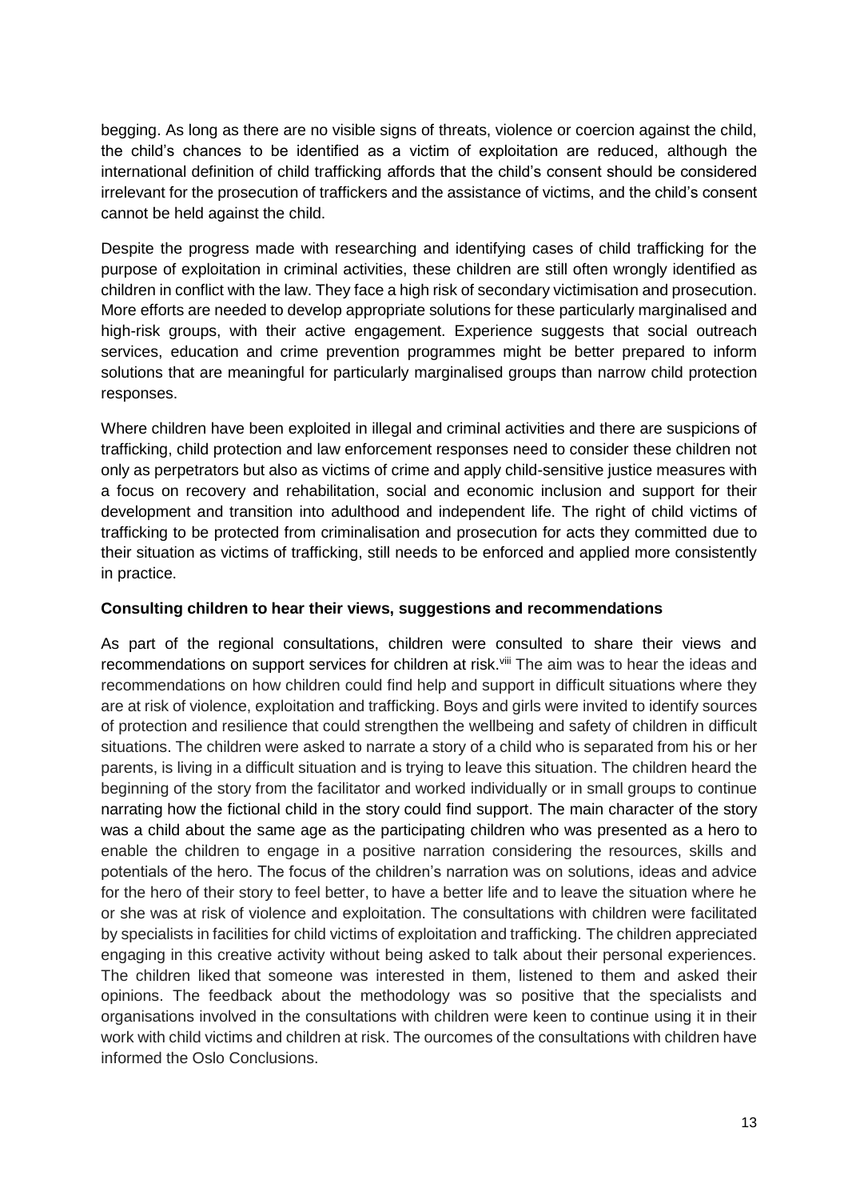begging. As long as there are no visible signs of threats, violence or coercion against the child, the child's chances to be identified as a victim of exploitation are reduced, although the international definition of child trafficking affords that the child's consent should be considered irrelevant for the prosecution of traffickers and the assistance of victims, and the child's consent cannot be held against the child.

Despite the progress made with researching and identifying cases of child trafficking for the purpose of exploitation in criminal activities, these children are still often wrongly identified as children in conflict with the law. They face a high risk of secondary victimisation and prosecution. More efforts are needed to develop appropriate solutions for these particularly marginalised and high-risk groups, with their active engagement. Experience suggests that social outreach services, education and crime prevention programmes might be better prepared to inform solutions that are meaningful for particularly marginalised groups than narrow child protection responses.

Where children have been exploited in illegal and criminal activities and there are suspicions of trafficking, child protection and law enforcement responses need to consider these children not only as perpetrators but also as victims of crime and apply child-sensitive justice measures with a focus on recovery and rehabilitation, social and economic inclusion and support for their development and transition into adulthood and independent life. The right of child victims of trafficking to be protected from criminalisation and prosecution for acts they committed due to their situation as victims of trafficking, still needs to be enforced and applied more consistently in practice.

**Consulting children to hear their views, suggestions and recommendations**

As part of the regional consultations, children were consulted to share their views and recommendations on support services for children at risk.[viii] The aim was to hear the ideas and recommendations on how children could find help and support in difficult situations where they are at risk of violence, exploitation and trafficking. Boys and girls were invited to identify sources of protection and resilience that could strengthen the wellbeing and safety of children in difficult situations. The children were asked to narrate a story of a child who is separated from his or her parents, is living in a difficult situation and is trying to leave this situation. The children heard the beginning of the story from the facilitator and worked individually or in small groups to continue narrating how the fictional child in the story could find support. The main character of the story was a child about the same age as the participating children who was presented as a hero to enable the children to engage in a positive narration considering the resources, skills and potentials of the hero. The focus of the children's narration was on solutions, ideas and advice for the hero of their story to feel better, to have a better life and to leave the situation where he or she was at risk of violence and exploitation. The consultations with children were facilitated by specialists in facilities for child victims of exploitation and trafficking. The children appreciated engaging in this creative activity without being asked to talk about their personal experiences. The children liked that someone was interested in them, listened to them and asked their opinions. The feedback about the methodology was so positive that the specialists and organisations involved in the consultations with children were keen to continue using it in their work with child victims and children at risk. The ourcomes of the consultations with children have informed the Oslo Conclusions.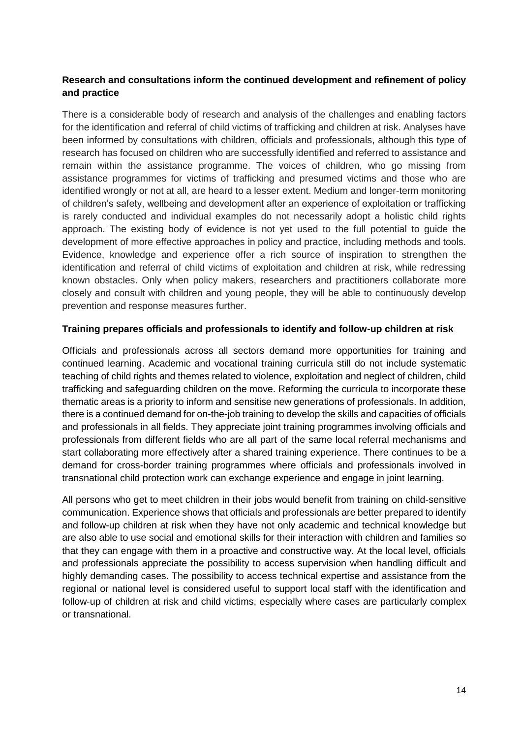**Research and consultations inform the continued development and refinement of policy and practice**

There is a considerable body of research and analysis of the challenges and enabling factors for the identification and referral of child victims of trafficking and children at risk. Analyses have been informed by consultations with children, officials and professionals, although this type of research has focused on children who are successfully identified and referred to assistance and remain within the assistance programme. The voices of children, who go missing from assistance programmes for victims of trafficking and presumed victims and those who are identified wrongly or not at all, are heard to a lesser extent. Medium and longer-term monitoring of children's safety, wellbeing and development after an experience of exploitation or trafficking is rarely conducted and individual examples do not necessarily adopt a holistic child rights approach. The existing body of evidence is not yet used to the full potential to guide the development of more effective approaches in policy and practice, including methods and tools. Evidence, knowledge and experience offer a rich source of inspiration to strengthen the identification and referral of child victims of exploitation and children at risk, while redressing known obstacles. Only when policy makers, researchers and practitioners collaborate more closely and consult with children and young people, they will be able to continuously develop prevention and response measures further.

**Training prepares officials and professionals to identify and follow-up children at risk**

Officials and professionals across all sectors demand more opportunities for training and continued learning. Academic and vocational training curricula still do not include systematic teaching of child rights and themes related to violence, exploitation and neglect of children, child trafficking and safeguarding children on the move. Reforming the curricula to incorporate these thematic areas is a priority to inform and sensitise new generations of professionals. In addition, there is a continued demand for on-the-job training to develop the skills and capacities of officials and professionals in all fields. They appreciate joint training programmes involving officials and professionals from different fields who are all part of the same local referral mechanisms and start collaborating more effectively after a shared training experience. There continues to be a demand for cross-border training programmes where officials and professionals involved in transnational child protection work can exchange experience and engage in joint learning.

All persons who get to meet children in their jobs would benefit from training on child-sensitive communication. Experience shows that officials and professionals are better prepared to identify and follow-up children at risk when they have not only academic and technical knowledge but are also able to use social and emotional skills for their interaction with children and families so that they can engage with them in a proactive and constructive way. At the local level, officials and professionals appreciate the possibility to access supervision when handling difficult and highly demanding cases. The possibility to access technical expertise and assistance from the regional or national level is considered useful to support local staff with the identification and follow-up of children at risk and child victims, especially where cases are particularly complex or transnational.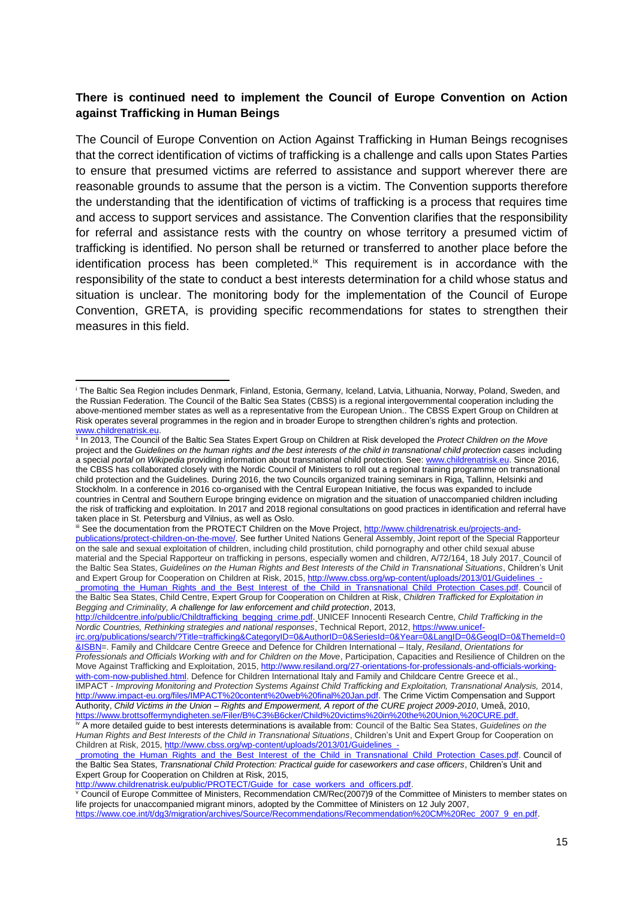**There is continued need to implement the Council of Europe Convention on Action against Trafficking in Human Beings**

The Council of Europe Convention on Action Against Trafficking in Human Beings recognises that the correct identification of victims of trafficking is a challenge and calls upon States Parties to ensure that presumed victims are referred to assistance and support wherever there are reasonable grounds to assume that the person is a victim. The Convention supports therefore the understanding that the identification of victims of trafficking is a process that requires time and access to support services and assistance. The Convention clarifies that the responsibility for referral and assistance rests with the country on whose territory a presumed victim of trafficking is identified. No person shall be returned or transferred to another place before the identification process has been completed.[ix] This requirement is in accordance with the responsibility of the state to conduct a best interests determination for a child whose status and situation is unclear. The monitoring body for the implementation of the Council of Europe Convention, GRETA, is providing specific recommendations for states to strengthen their measures in this field.

---

[i] The Baltic Sea Region includes Denmark, Finland, Estonia, Germany, Iceland, Latvia, Lithuania, Norway, Poland, Sweden, and the Russian Federation. The Council of the Baltic Sea States (CBSS) is a regional intergovernmental cooperation including the above-mentioned member states as well as a representative from the European Union.. The CBSS Expert Group on Children at Risk operates several programmes in the region and in broader Europe to strengthen children's rights and protection. www.childrenatrisk.eu.

[ii] In 2013, The Council of the Baltic Sea States Expert Group on Children at Risk developed the *Protect Children on the Move* project and the *Guidelines on the human rights and the best interests of the child in transnational child protection cases* including a special *portal on Wikipedia* providing information about transnational child protection. See: www.childrenatrisk.eu. Since 2016, the CBSS has collaborated closely with the Nordic Council of Ministers to roll out a regional training programme on transnational child protection and the Guidelines. During 2016, the two Councils organized training seminars in Riga, Tallinn, Helsinki and Stockholm. In a conference in 2016 co-organised with the Central European Initiative, the focus was expanded to include countries in Central and Southern Europe bringing evidence on migration and the situation of unaccompanied children including the risk of trafficking and exploitation. In 2017 and 2018 regional consultations on good practices in identification and referral have taken place in St. Petersburg and Vilnius, as well as Oslo.

[iii] See the documentation from the PROTECT Children on the Move Project, http://www.childrenatrisk.eu/projects-and-publications/protect-children-on-the-move/. See further United Nations General Assembly, Joint report of the Special Rapporteur on the sale and sexual exploitation of children, including child prostitution, child pornography and other child sexual abuse material and the Special Rapporteur on trafficking in persons, especially women and children, A/72/164, 18 July 2017. Council of the Baltic Sea States, *Guidelines on the Human Rights and Best Interests of the Child in Transnational Situations*, Children's Unit and Expert Group for Cooperation on Children at Risk, 2015, http://www.cbss.org/wp-content/uploads/2013/01/Guidelines_-_promoting_the_Human_Rights_and_the_Best_Interest_of_the_Child_in_Transnational_Child_Protection_Cases.pdf. Council of the Baltic Sea States, Child Centre, Expert Group for Cooperation on Children at Risk, *Children Trafficked for Exploitation in Begging and Criminality, A challenge for law enforcement and child protection*, 2013, http://childcentre.info/public/Childtrafficking_begging_crime.pdf. UNICEF Innocenti Research Centre, *Child Trafficking in the Nordic Countries, Rethinking strategies and national responses*, Technical Report, 2012, https://www.unicef-irc.org/publications/search/?Title=trafficking&CategoryID=0&AuthorID=0&SeriesId=0&Year=0&LangID=0&GeogID=0&ThemeId=0&ISBN=. Family and Childcare Centre Greece and Defence for Children International – Italy, *Resiland*, *Orientations for Professionals and Officials Working with and for Children on the Move*, Participation, Capacities and Resilience of Children on the Move Against Trafficking and Exploitation, 2015, http://www.resiland.org/27-orientations-for-professionals-and-officials-working-with-com-now-published.html. Defence for Children International Italy and Family and Childcare Centre Greece et al., IMPACT - *Improving Monitoring and Protection Systems Against Child Trafficking and Exploitation, Transnational Analysis,* 2014, http://www.impact-eu.org/files/IMPACT%20content%20web%20final%20Jan.pdf. The Crime Victim Compensation and Support Authority, *Child Victims in the Union – Rights and Empowerment, A report of the CURE project 2009-2010*, Umeå, 2010, https://www.brottsoffermyndigheten.se/Filer/B%C3%B6cker/Child%20victims%20in%20the%20Union,%20CURE.pdf.

[iv] A more detailed guide to best interests determinations is available from: Council of the Baltic Sea States, *Guidelines on the Human Rights and Best Interests of the Child in Transnational Situations*, Children's Unit and Expert Group for Cooperation on Children at Risk, 2015, http://www.cbss.org/wp-content/uploads/2013/01/Guidelines_-_promoting_the_Human_Rights_and_the_Best_Interest_of_the_Child_in_Transnational_Child_Protection_Cases.pdf. Council of the Baltic Sea States, *Transnational Child Protection: Practical guide for caseworkers and case officers*, Children's Unit and Expert Group for Cooperation on Children at Risk, 2015, http://www.childrenatrisk.eu/public/PROTECT/Guide_for_case_workers_and_officers.pdf.

[v] Council of Europe Committee of Ministers, Recommendation CM/Rec(2007)9 of the Committee of Ministers to member states on life projects for unaccompanied migrant minors, adopted by the Committee of Ministers on 12 July 2007, https://www.coe.int/t/dg3/migration/archives/Source/Recommendations/Recommendation%20CM%20Rec_2007_9_en.pdf.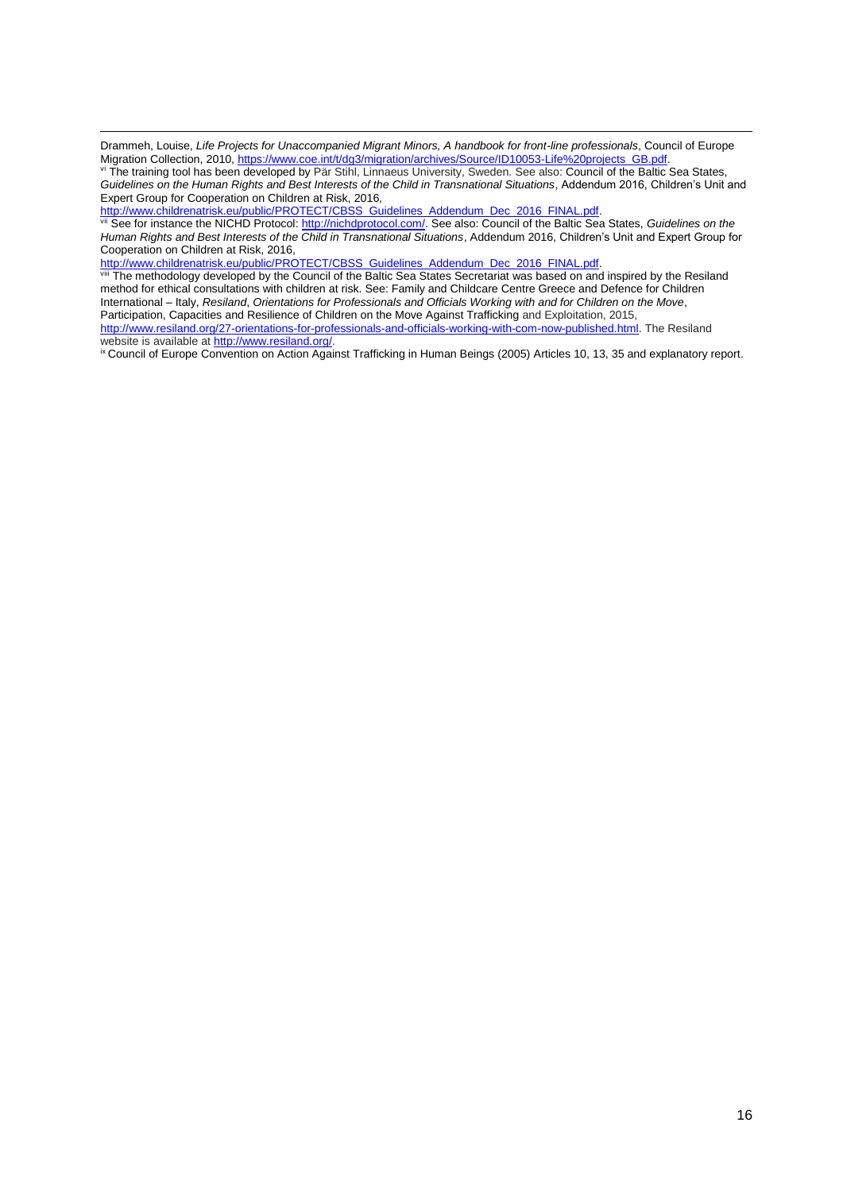Drammeh, Louise, *Life Projects for Unaccompanied Migrant Minors, A handbook for front-line professionals*, Council of Europe Migration Collection, 2010, https://www.coe.int/t/dg3/migration/archives/Source/ID10053-Life%20projects_GB.pdf.

[vi] The training tool has been developed by Pär Stihl, Linnaeus University, Sweden. See also: Council of the Baltic Sea States, *Guidelines on the Human Rights and Best Interests of the Child in Transnational Situations*, Addendum 2016, Children's Unit and Expert Group for Cooperation on Children at Risk, 2016, http://www.childrenatrisk.eu/public/PROTECT/CBSS_Guidelines_Addendum_Dec_2016_FINAL.pdf.

[vii] See for instance the NICHD Protocol: http://nichdprotocol.com/. See also: Council of the Baltic Sea States, *Guidelines on the Human Rights and Best Interests of the Child in Transnational Situations*, Addendum 2016, Children's Unit and Expert Group for Cooperation on Children at Risk, 2016, http://www.childrenatrisk.eu/public/PROTECT/CBSS_Guidelines_Addendum_Dec_2016_FINAL.pdf.

[viii] The methodology developed by the Council of the Baltic Sea States Secretariat was based on and inspired by the Resiland method for ethical consultations with children at risk. See: Family and Childcare Centre Greece and Defence for Children International – Italy, *Resiland*, *Orientations for Professionals and Officials Working with and for Children on the Move*, Participation, Capacities and Resilience of Children on the Move Against Trafficking and Exploitation, 2015, http://www.resiland.org/27-orientations-for-professionals-and-officials-working-with-com-now-published.html. The Resiland website is available at http://www.resiland.org/.

[ix] Council of Europe Convention on Action Against Trafficking in Human Beings (2005) Articles 10, 13, 35 and explanatory report.